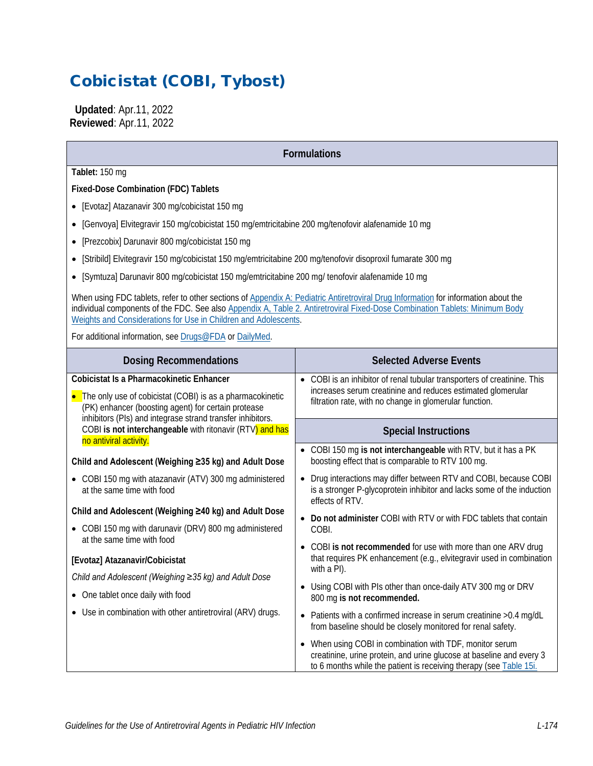# Cobicistat (COBI, Tybost)

**Updated**: Apr.11, 2022
**Reviewed**: Apr.11, 2022

## Formulations

**Tablet:** 150 mg

**Fixed-Dose Combination (FDC) Tablets**

- [Evotaz] Atazanavir 300 mg/cobicistat 150 mg
- [Genvoya] Elvitegravir 150 mg/cobicistat 150 mg/emtricitabine 200 mg/tenofovir alafenamide 10 mg
- [Prezcobix] Darunavir 800 mg/cobicistat 150 mg
- [Stribild] Elvitegravir 150 mg/cobicistat 150 mg/emtricitabine 200 mg/tenofovir disoproxil fumarate 300 mg
- [Symtuza] Darunavir 800 mg/cobicistat 150 mg/emtricitabine 200 mg/ tenofovir alafenamide 10 mg

When using FDC tablets, refer to other sections of Appendix A: Pediatric Antiretroviral Drug Information for information about the individual components of the FDC. See also Appendix A, Table 2. Antiretroviral Fixed-Dose Combination Tablets: Minimum Body Weights and Considerations for Use in Children and Adolescents.

For additional information, see Drugs@FDA or DailyMed.

## Dosing Recommendations

**Cobicistat Is a Pharmacokinetic Enhancer**

- The only use of cobicistat (COBI) is as a pharmacokinetic (PK) enhancer (boosting agent) for certain protease inhibitors (PIs) and integrase strand transfer inhibitors. COBI **is not interchangeable** with ritonavir (RTV) and has no antiviral activity.

**Child and Adolescent (Weighing ≥35 kg) and Adult Dose**

- COBI 150 mg with atazanavir (ATV) 300 mg administered at the same time with food

**Child and Adolescent (Weighing ≥40 kg) and Adult Dose**

- COBI 150 mg with darunavir (DRV) 800 mg administered at the same time with food

**[Evotaz] Atazanavir/Cobicistat**

*Child and Adolescent (Weighing ≥35 kg) and Adult Dose*

- One tablet once daily with food
- Use in combination with other antiretroviral (ARV) drugs.

## Selected Adverse Events

- COBI is an inhibitor of renal tubular transporters of creatinine. This increases serum creatinine and reduces estimated glomerular filtration rate, with no change in glomerular function.

## Special Instructions

- COBI 150 mg **is not interchangeable** with RTV, but it has a PK boosting effect that is comparable to RTV 100 mg.
- Drug interactions may differ between RTV and COBI, because COBI is a stronger P-glycoprotein inhibitor and lacks some of the induction effects of RTV.
- **Do not administer** COBI with RTV or with FDC tablets that contain COBI.
- COBI **is not recommended** for use with more than one ARV drug that requires PK enhancement (e.g., elvitegravir used in combination with a PI).
- Using COBI with PIs other than once-daily ATV 300 mg or DRV 800 mg **is not recommended.**
- Patients with a confirmed increase in serum creatinine >0.4 mg/dL from baseline should be closely monitored for renal safety.
- When using COBI in combination with TDF, monitor serum creatinine, urine protein, and urine glucose at baseline and every 3 to 6 months while the patient is receiving therapy (see Table 15i.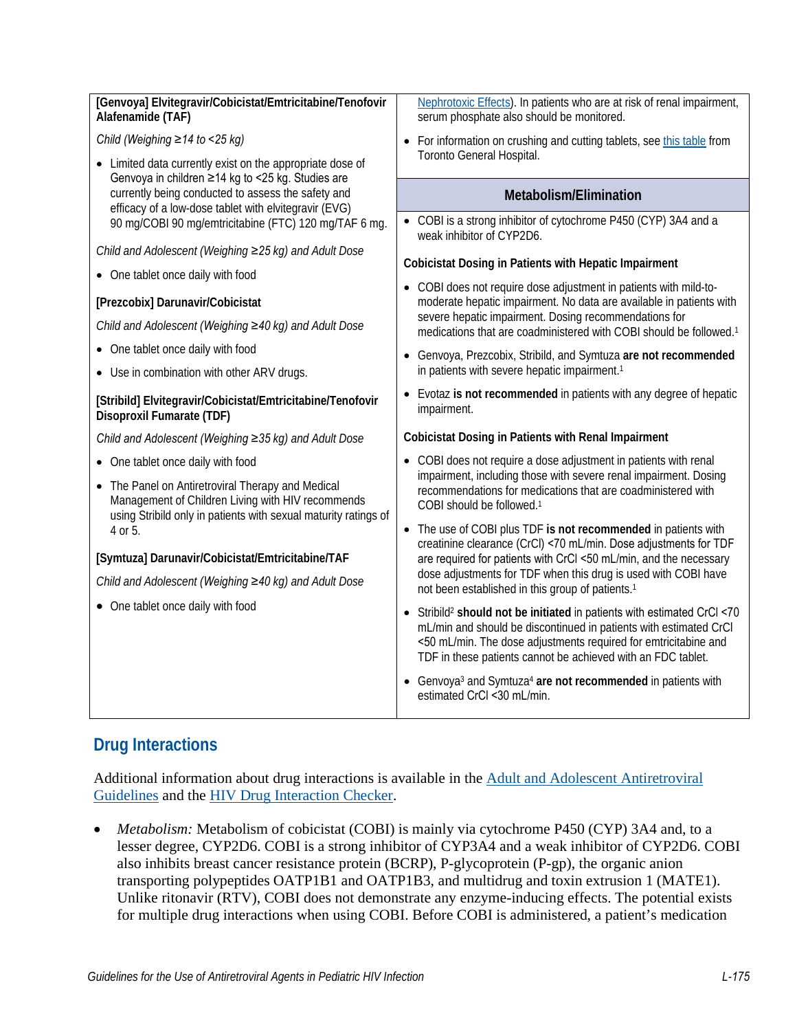| | |
|---|---|
| **[Genvoya] Elvitegravir/Cobicistat/Emtricitabine/Tenofovir Alafenamide (TAF)**<br><br>*Child (Weighing ≥14 to <25 kg)*<br><br>• Limited data currently exist on the appropriate dose of Genvoya in children ≥14 kg to <25 kg. Studies are currently being conducted to assess the safety and efficacy of a low-dose tablet with elvitegravir (EVG) 90 mg/COBI 90 mg/emtricitabine (FTC) 120 mg/TAF 6 mg.<br><br>*Child and Adolescent (Weighing ≥25 kg) and Adult Dose*<br><br>• One tablet once daily with food<br><br>**[Prezcobix] Darunavir/Cobicistat**<br><br>*Child and Adolescent (Weighing ≥40 kg) and Adult Dose*<br><br>• One tablet once daily with food<br><br>• Use in combination with other ARV drugs.<br><br>**[Stribild] Elvitegravir/Cobicistat/Emtricitabine/Tenofovir Disoproxil Fumarate (TDF)**<br><br>*Child and Adolescent (Weighing ≥35 kg) and Adult Dose*<br><br>• One tablet once daily with food<br><br>• The Panel on Antiretroviral Therapy and Medical Management of Children Living with HIV recommends using Stribild only in patients with sexual maturity ratings of 4 or 5.<br><br>**[Symtuza] Darunavir/Cobicistat/Emtricitabine/TAF**<br><br>*Child and Adolescent (Weighing ≥40 kg) and Adult Dose*<br><br>• One tablet once daily with food | Nephrotoxic Effects). In patients who are at risk of renal impairment, serum phosphate also should be monitored.<br><br>• For information on crushing and cutting tablets, see this table from Toronto General Hospital.<br><br>**Metabolism/Elimination**<br><br>• COBI is a strong inhibitor of cytochrome P450 (CYP) 3A4 and a weak inhibitor of CYP2D6.<br><br>**Cobicistat Dosing in Patients with Hepatic Impairment**<br><br>• COBI does not require dose adjustment in patients with mild-to-moderate hepatic impairment. No data are available in patients with severe hepatic impairment. Dosing recommendations for medications that are coadministered with COBI should be followed.[1]<br><br>• Genvoya, Prezcobix, Stribild, and Symtuza **are not recommended** in patients with severe hepatic impairment.[1]<br><br>• Evotaz **is not recommended** in patients with any degree of hepatic impairment.<br><br>**Cobicistat Dosing in Patients with Renal Impairment**<br><br>• COBI does not require a dose adjustment in patients with renal impairment, including those with severe renal impairment. Dosing recommendations for medications that are coadministered with COBI should be followed.[1]<br><br>• The use of COBI plus TDF **is not recommended** in patients with creatinine clearance (CrCl) <70 mL/min. Dose adjustments for TDF are required for patients with CrCl <50 mL/min, and the necessary dose adjustments for TDF when this drug is used with COBI have not been established in this group of patients.[1]<br><br>• Stribild[2] **should not be initiated** in patients with estimated CrCl <70 mL/min and should be discontinued in patients with estimated CrCl <50 mL/min. The dose adjustments required for emtricitabine and TDF in these patients cannot be achieved with an FDC tablet.<br><br>• Genvoya[3] and Symtuza[4] **are not recommended** in patients with estimated CrCl <30 mL/min. |

## Drug Interactions

Additional information about drug interactions is available in the Adult and Adolescent Antiretroviral Guidelines and the HIV Drug Interaction Checker.

- *Metabolism:* Metabolism of cobicistat (COBI) is mainly via cytochrome P450 (CYP) 3A4 and, to a lesser degree, CYP2D6. COBI is a strong inhibitor of CYP3A4 and a weak inhibitor of CYP2D6. COBI also inhibits breast cancer resistance protein (BCRP), P-glycoprotein (P-gp), the organic anion transporting polypeptides OATP1B1 and OATP1B3, and multidrug and toxin extrusion 1 (MATE1). Unlike ritonavir (RTV), COBI does not demonstrate any enzyme-inducing effects. The potential exists for multiple drug interactions when using COBI. Before COBI is administered, a patient's medication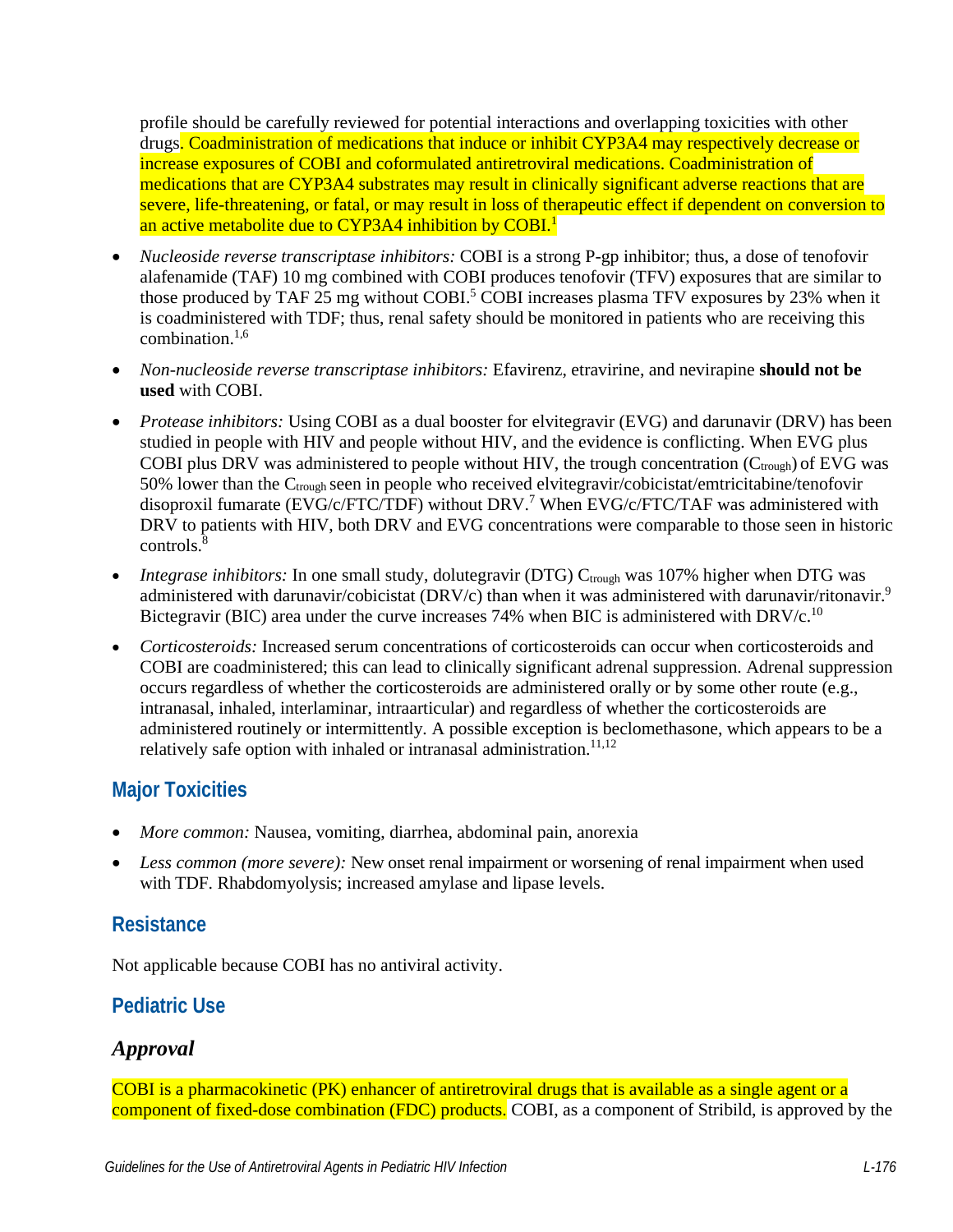profile should be carefully reviewed for potential interactions and overlapping toxicities with other drugs. Coadministration of medications that induce or inhibit CYP3A4 may respectively decrease or increase exposures of COBI and coformulated antiretroviral medications. Coadministration of medications that are CYP3A4 substrates may result in clinically significant adverse reactions that are severe, life-threatening, or fatal, or may result in loss of therapeutic effect if dependent on conversion to an active metabolite due to CYP3A4 inhibition by COBI.[1]

- *Nucleoside reverse transcriptase inhibitors:* COBI is a strong P-gp inhibitor; thus, a dose of tenofovir alafenamide (TAF) 10 mg combined with COBI produces tenofovir (TFV) exposures that are similar to those produced by TAF 25 mg without COBI.[5] COBI increases plasma TFV exposures by 23% when it is coadministered with TDF; thus, renal safety should be monitored in patients who are receiving this combination.[1,6]
- *Non-nucleoside reverse transcriptase inhibitors:* Efavirenz, etravirine, and nevirapine **should not be used** with COBI.
- *Protease inhibitors:* Using COBI as a dual booster for elvitegravir (EVG) and darunavir (DRV) has been studied in people with HIV and people without HIV, and the evidence is conflicting. When EVG plus COBI plus DRV was administered to people without HIV, the trough concentration ($C_{trough}$) of EVG was 50% lower than the $C_{trough}$ seen in people who received elvitegravir/cobicistat/emtricitabine/tenofovir disoproxil fumarate (EVG/c/FTC/TDF) without DRV.[7] When EVG/c/FTC/TAF was administered with DRV to patients with HIV, both DRV and EVG concentrations were comparable to those seen in historic controls.[8]
- *Integrase inhibitors:* In one small study, dolutegravir (DTG) $C_{trough}$ was 107% higher when DTG was administered with darunavir/cobicistat (DRV/c) than when it was administered with darunavir/ritonavir.[9] Bictegravir (BIC) area under the curve increases 74% when BIC is administered with DRV/c.[10]
- *Corticosteroids:* Increased serum concentrations of corticosteroids can occur when corticosteroids and COBI are coadministered; this can lead to clinically significant adrenal suppression. Adrenal suppression occurs regardless of whether the corticosteroids are administered orally or by some other route (e.g., intranasal, inhaled, interlaminar, intraarticular) and regardless of whether the corticosteroids are administered routinely or intermittently. A possible exception is beclomethasone, which appears to be a relatively safe option with inhaled or intranasal administration.[11,12]

## Major Toxicities

- *More common:* Nausea, vomiting, diarrhea, abdominal pain, anorexia
- *Less common (more severe):* New onset renal impairment or worsening of renal impairment when used with TDF. Rhabdomyolysis; increased amylase and lipase levels.

## Resistance

Not applicable because COBI has no antiviral activity.

## Pediatric Use

### *Approval*

COBI is a pharmacokinetic (PK) enhancer of antiretroviral drugs that is available as a single agent or a component of fixed-dose combination (FDC) products. COBI, as a component of Stribild, is approved by the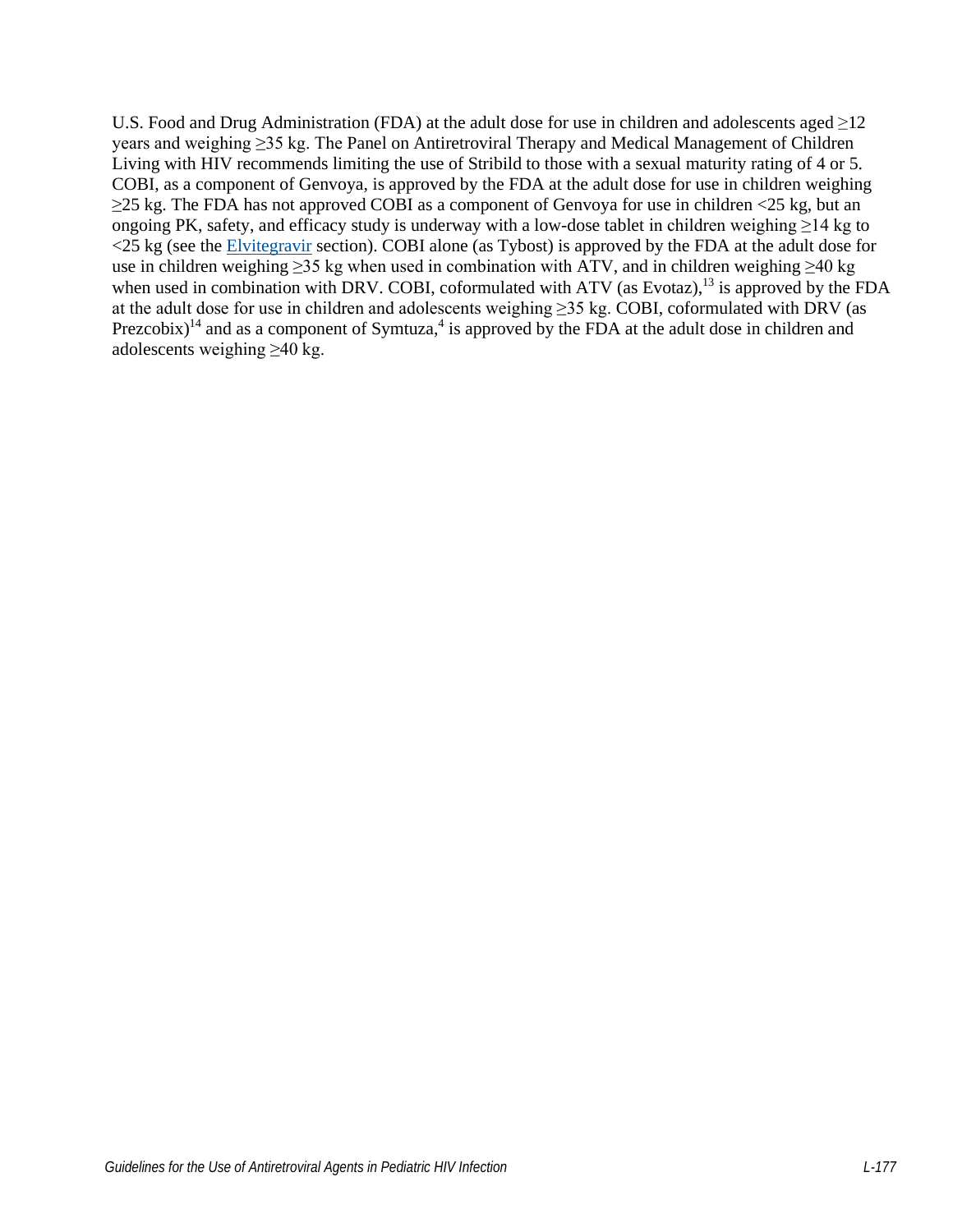U.S. Food and Drug Administration (FDA) at the adult dose for use in children and adolescents aged ≥12 years and weighing ≥35 kg. The Panel on Antiretroviral Therapy and Medical Management of Children Living with HIV recommends limiting the use of Stribild to those with a sexual maturity rating of 4 or 5. COBI, as a component of Genvoya, is approved by the FDA at the adult dose for use in children weighing ≥25 kg. The FDA has not approved COBI as a component of Genvoya for use in children <25 kg, but an ongoing PK, safety, and efficacy study is underway with a low-dose tablet in children weighing ≥14 kg to <25 kg (see the Elvitegravir section). COBI alone (as Tybost) is approved by the FDA at the adult dose for use in children weighing ≥35 kg when used in combination with ATV, and in children weighing ≥40 kg when used in combination with DRV. COBI, coformulated with ATV (as Evotaz),[13] is approved by the FDA at the adult dose for use in children and adolescents weighing ≥35 kg. COBI, coformulated with DRV (as Prezcobix)[14] and as a component of Symtuza,[4] is approved by the FDA at the adult dose in children and adolescents weighing ≥40 kg.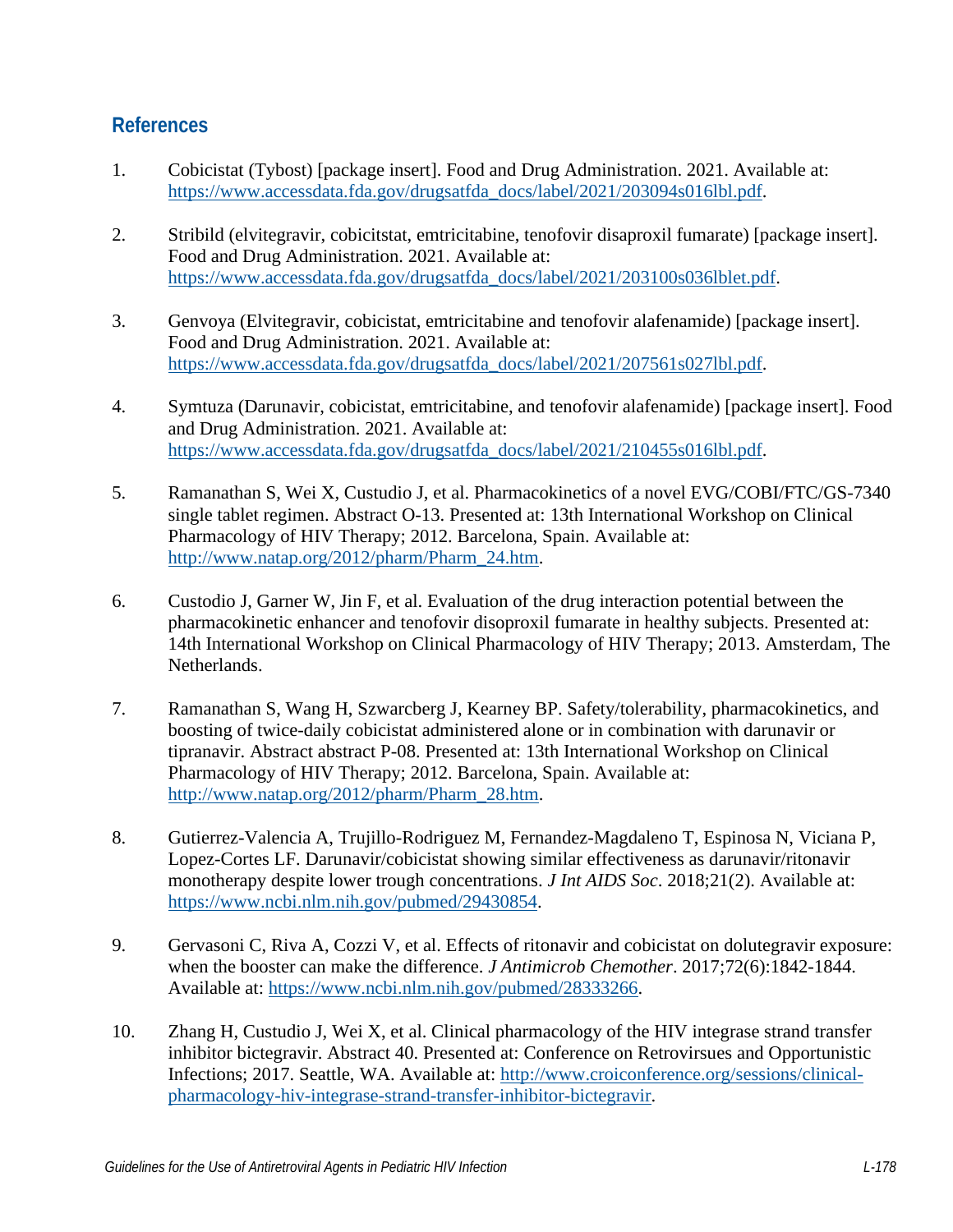## References

1. Cobicistat (Tybost) [package insert]. Food and Drug Administration. 2021. Available at: https://www.accessdata.fda.gov/drugsatfda_docs/label/2021/203094s016lbl.pdf.

2. Stribild (elvitegravir, cobicitstat, emtricitabine, tenofovir disaproxil fumarate) [package insert]. Food and Drug Administration. 2021. Available at: https://www.accessdata.fda.gov/drugsatfda_docs/label/2021/203100s036lblet.pdf.

3. Genvoya (Elvitegravir, cobicistat, emtricitabine and tenofovir alafenamide) [package insert]. Food and Drug Administration. 2021. Available at: https://www.accessdata.fda.gov/drugsatfda_docs/label/2021/207561s027lbl.pdf.

4. Symtuza (Darunavir, cobicistat, emtricitabine, and tenofovir alafenamide) [package insert]. Food and Drug Administration. 2021. Available at: https://www.accessdata.fda.gov/drugsatfda_docs/label/2021/210455s016lbl.pdf.

5. Ramanathan S, Wei X, Custudio J, et al. Pharmacokinetics of a novel EVG/COBI/FTC/GS-7340 single tablet regimen. Abstract O-13. Presented at: 13th International Workshop on Clinical Pharmacology of HIV Therapy; 2012. Barcelona, Spain. Available at: http://www.natap.org/2012/pharm/Pharm_24.htm.

6. Custodio J, Garner W, Jin F, et al. Evaluation of the drug interaction potential between the pharmacokinetic enhancer and tenofovir disoproxil fumarate in healthy subjects. Presented at: 14th International Workshop on Clinical Pharmacology of HIV Therapy; 2013. Amsterdam, The Netherlands.

7. Ramanathan S, Wang H, Szwarcberg J, Kearney BP. Safety/tolerability, pharmacokinetics, and boosting of twice-daily cobicistat administered alone or in combination with darunavir or tipranavir. Abstract abstract P-08. Presented at: 13th International Workshop on Clinical Pharmacology of HIV Therapy; 2012. Barcelona, Spain. Available at: http://www.natap.org/2012/pharm/Pharm_28.htm.

8. Gutierrez-Valencia A, Trujillo-Rodriguez M, Fernandez-Magdaleno T, Espinosa N, Viciana P, Lopez-Cortes LF. Darunavir/cobicistat showing similar effectiveness as darunavir/ritonavir monotherapy despite lower trough concentrations. *J Int AIDS Soc*. 2018;21(2). Available at: https://www.ncbi.nlm.nih.gov/pubmed/29430854.

9. Gervasoni C, Riva A, Cozzi V, et al. Effects of ritonavir and cobicistat on dolutegravir exposure: when the booster can make the difference. *J Antimicrob Chemother*. 2017;72(6):1842-1844. Available at: https://www.ncbi.nlm.nih.gov/pubmed/28333266.

10. Zhang H, Custudio J, Wei X, et al. Clinical pharmacology of the HIV integrase strand transfer inhibitor bictegravir. Abstract 40. Presented at: Conference on Retrovirsues and Opportunistic Infections; 2017. Seattle, WA. Available at: http://www.croiconference.org/sessions/clinical-pharmacology-hiv-integrase-strand-transfer-inhibitor-bictegravir.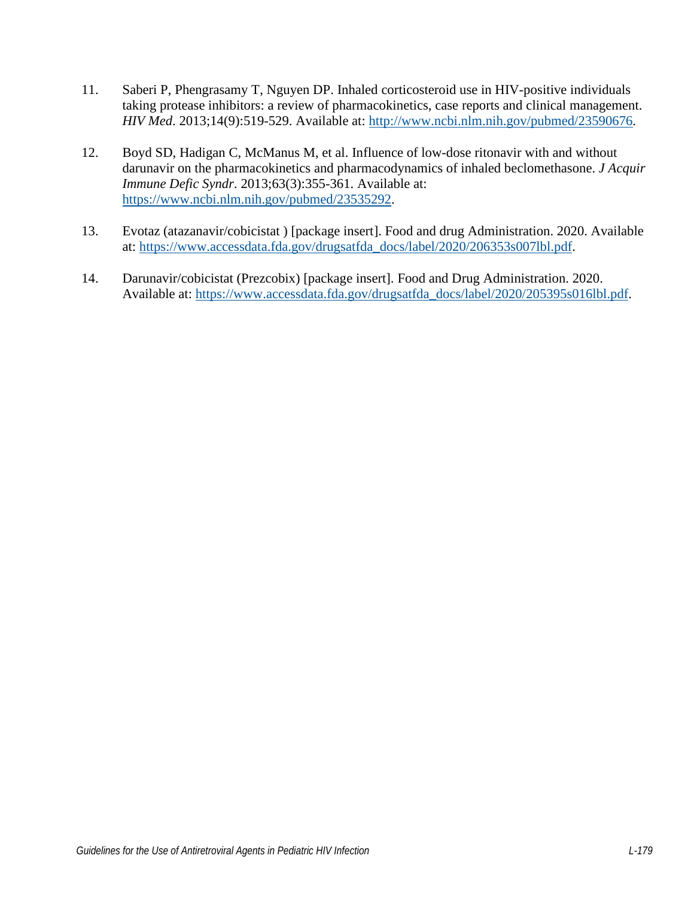11. Saberi P, Phengrasamy T, Nguyen DP. Inhaled corticosteroid use in HIV-positive individuals taking protease inhibitors: a review of pharmacokinetics, case reports and clinical management. *HIV Med*. 2013;14(9):519-529. Available at: http://www.ncbi.nlm.nih.gov/pubmed/23590676.

12. Boyd SD, Hadigan C, McManus M, et al. Influence of low-dose ritonavir with and without darunavir on the pharmacokinetics and pharmacodynamics of inhaled beclomethasone. *J Acquir Immune Defic Syndr*. 2013;63(3):355-361. Available at: https://www.ncbi.nlm.nih.gov/pubmed/23535292.

13. Evotaz (atazanavir/cobicistat ) [package insert]. Food and drug Administration. 2020. Available at: https://www.accessdata.fda.gov/drugsatfda_docs/label/2020/206353s007lbl.pdf.

14. Darunavir/cobicistat (Prezcobix) [package insert]. Food and Drug Administration. 2020. Available at: https://www.accessdata.fda.gov/drugsatfda_docs/label/2020/205395s016lbl.pdf.